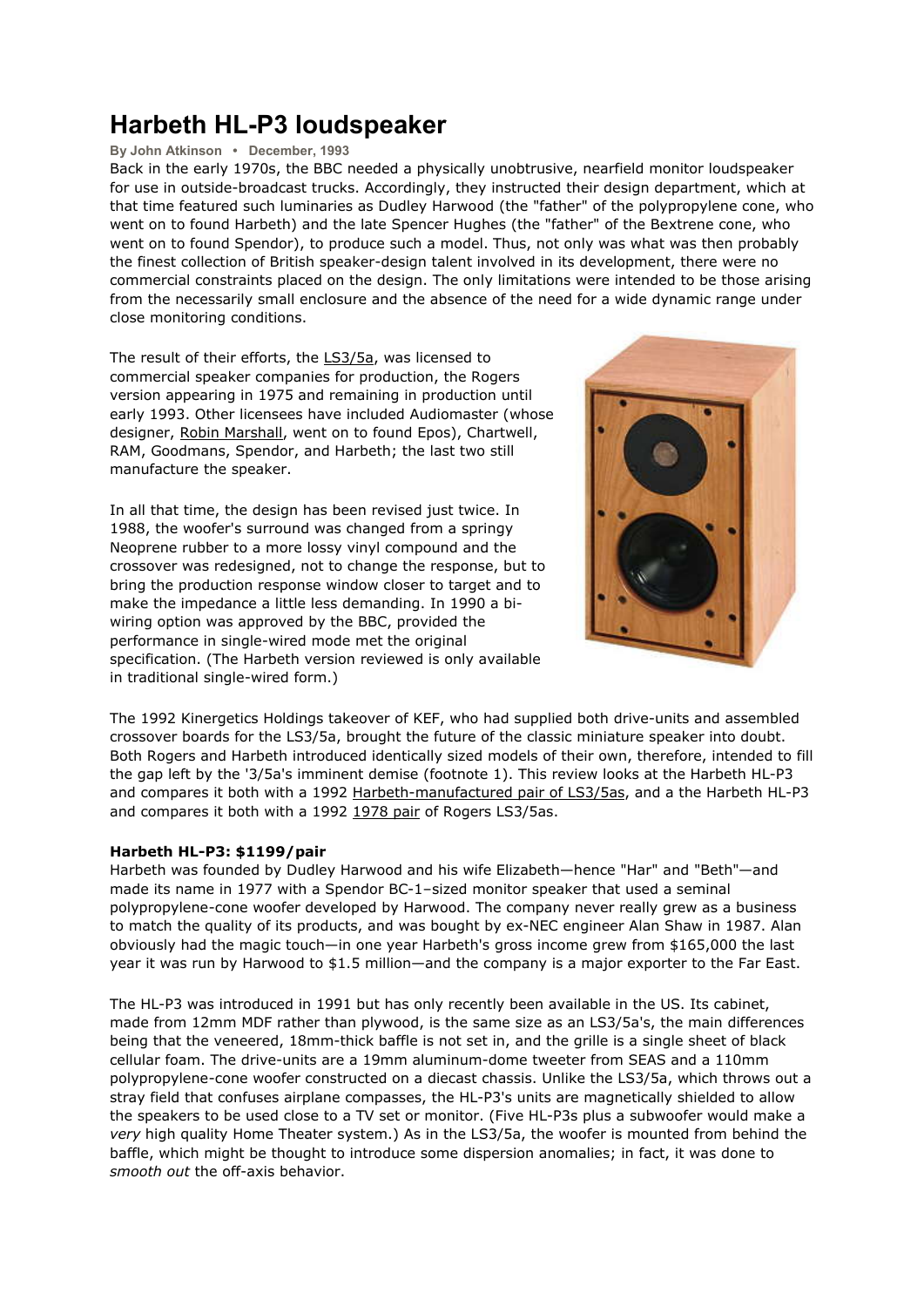# Harbeth HL-P3 loudspeaker

**By John Atkinson • December, 1993**

Back in the early 1970s, the BBC needed a physically unobtrusive, nearfield monitor loudspeaker for use in outside-broadcast trucks. Accordingly, they instructed their design department, which at that time featured such luminaries as Dudley Harwood (the "father" of the polypropylene cone, who went on to found Harbeth) and the late Spencer Hughes (the "father" of the Bextrene cone, who went on to found Spendor), to produce such a model. Thus, not only was what was then probably the finest collection of British speaker-design talent involved in its development, there were no commercial constraints placed on the design. The only limitations were intended to be those arising from the necessarily small enclosure and the absence of the need for a wide dynamic range under close monitoring conditions.

The result of their efforts, the LS3/5a, was licensed to commercial speaker companies for production, the Rogers version appearing in 1975 and remaining in production until early 1993. Other licensees have included Audiomaster (whose designer, Robin Marshall, went on to found Epos), Chartwell, RAM, Goodmans, Spendor, and Harbeth; the last two still manufacture the speaker.

In all that time, the design has been revised just twice. In 1988, the woofer's surround was changed from a springy Neoprene rubber to a more lossy vinyl compound and the crossover was redesigned, not to change the response, but to bring the production response window closer to target and to make the impedance a little less demanding. In 1990 a bi-wiring option was approved by the BBC, provided the performance in single-wired mode met the original specification. (The Harbeth version reviewed is only available in traditional single-wired form.)

The 1992 Kinergetics Holdings takeover of KEF, who had supplied both drive-units and assembled crossover boards for the LS3/5a, brought the future of the classic miniature speaker into doubt. Both Rogers and Harbeth introduced identically sized models of their own, therefore, intended to fill the gap left by the '3/5a's imminent demise (footnote 1). This review looks at the Harbeth HL-P3 and compares it both with a 1992 Harbeth-manufactured pair of LS3/5as, and a the Harbeth HL-P3 and compares it both with a 1992 1978 pair of Rogers LS3/5as.

**Harbeth HL-P3: $1199/pair**

Harbeth was founded by Dudley Harwood and his wife Elizabeth—hence "Har" and "Beth"—and made its name in 1977 with a Spendor BC-1–sized monitor speaker that used a seminal polypropylene-cone woofer developed by Harwood. The company never really grew as a business to match the quality of its products, and was bought by ex-NEC engineer Alan Shaw in 1987. Alan obviously had the magic touch—in one year Harbeth's gross income grew from $165,000 the last year it was run by Harwood to $1.5 million—and the company is a major exporter to the Far East.

The HL-P3 was introduced in 1991 but has only recently been available in the US. Its cabinet, made from 12mm MDF rather than plywood, is the same size as an LS3/5a's, the main differences being that the veneered, 18mm-thick baffle is not set in, and the grille is a single sheet of black cellular foam. The drive-units are a 19mm aluminum-dome tweeter from SEAS and a 110mm polypropylene-cone woofer constructed on a diecast chassis. Unlike the LS3/5a, which throws out a stray field that confuses airplane compasses, the HL-P3's units are magnetically shielded to allow the speakers to be used close to a TV set or monitor. (Five HL-P3s plus a subwoofer would make a *very* high quality Home Theater system.) As in the LS3/5a, the woofer is mounted from behind the baffle, which might be thought to introduce some dispersion anomalies; in fact, it was done to *smooth out* the off-axis behavior.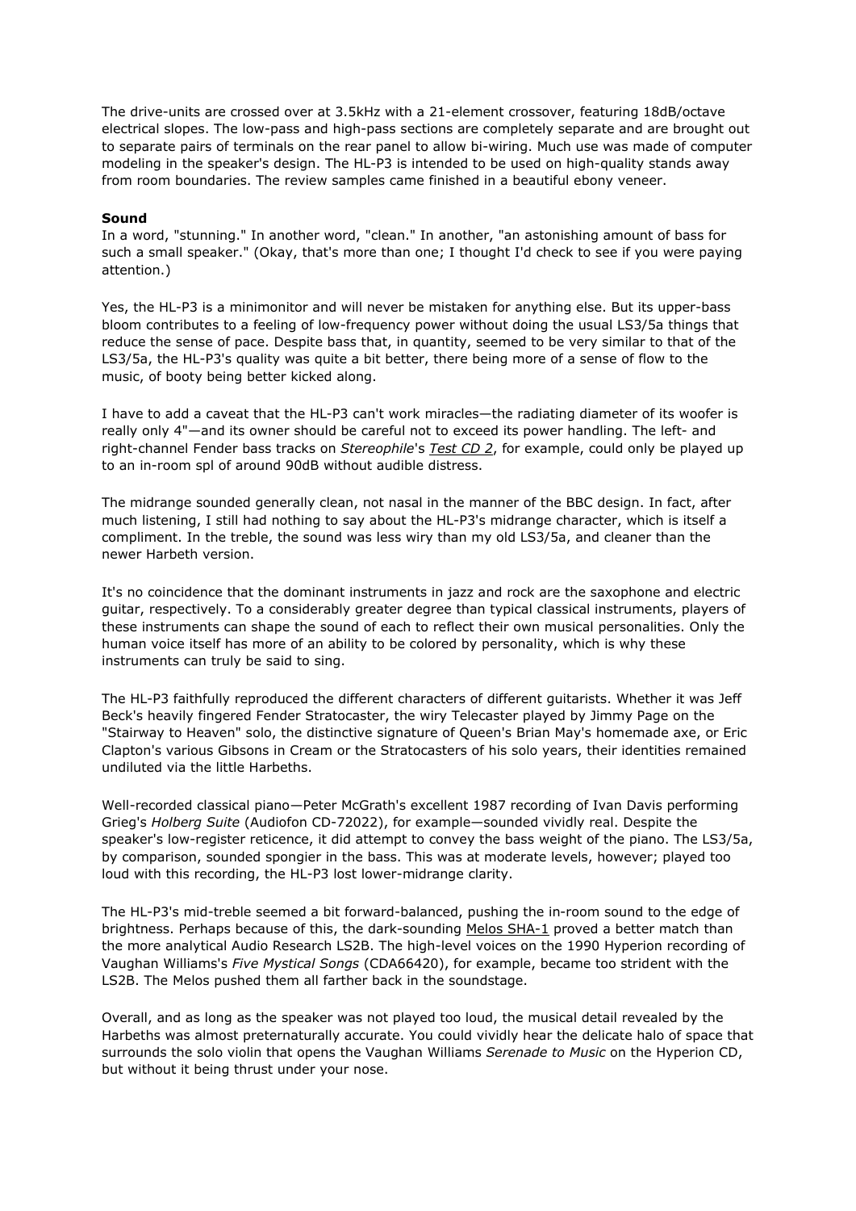The drive-units are crossed over at 3.5kHz with a 21-element crossover, featuring 18dB/octave electrical slopes. The low-pass and high-pass sections are completely separate and are brought out to separate pairs of terminals on the rear panel to allow bi-wiring. Much use was made of computer modeling in the speaker's design. The HL-P3 is intended to be used on high-quality stands away from room boundaries. The review samples came finished in a beautiful ebony veneer.

**Sound**

In a word, "stunning." In another word, "clean." In another, "an astonishing amount of bass for such a small speaker." (Okay, that's more than one; I thought I'd check to see if you were paying attention.)

Yes, the HL-P3 is a minimonitor and will never be mistaken for anything else. But its upper-bass bloom contributes to a feeling of low-frequency power without doing the usual LS3/5a things that reduce the sense of pace. Despite bass that, in quantity, seemed to be very similar to that of the LS3/5a, the HL-P3's quality was quite a bit better, there being more of a sense of flow to the music, of booty being better kicked along.

I have to add a caveat that the HL-P3 can't work miracles—the radiating diameter of its woofer is really only 4"—and its owner should be careful not to exceed its power handling. The left- and right-channel Fender bass tracks on *Stereophile*'s *Test CD 2*, for example, could only be played up to an in-room spl of around 90dB without audible distress.

The midrange sounded generally clean, not nasal in the manner of the BBC design. In fact, after much listening, I still had nothing to say about the HL-P3's midrange character, which is itself a compliment. In the treble, the sound was less wiry than my old LS3/5a, and cleaner than the newer Harbeth version.

It's no coincidence that the dominant instruments in jazz and rock are the saxophone and electric guitar, respectively. To a considerably greater degree than typical classical instruments, players of these instruments can shape the sound of each to reflect their own musical personalities. Only the human voice itself has more of an ability to be colored by personality, which is why these instruments can truly be said to sing.

The HL-P3 faithfully reproduced the different characters of different guitarists. Whether it was Jeff Beck's heavily fingered Fender Stratocaster, the wiry Telecaster played by Jimmy Page on the "Stairway to Heaven" solo, the distinctive signature of Queen's Brian May's homemade axe, or Eric Clapton's various Gibsons in Cream or the Stratocasters of his solo years, their identities remained undiluted via the little Harbeths.

Well-recorded classical piano—Peter McGrath's excellent 1987 recording of Ivan Davis performing Grieg's *Holberg Suite* (Audiofon CD-72022), for example—sounded vividly real. Despite the speaker's low-register reticence, it did attempt to convey the bass weight of the piano. The LS3/5a, by comparison, sounded spongier in the bass. This was at moderate levels, however; played too loud with this recording, the HL-P3 lost lower-midrange clarity.

The HL-P3's mid-treble seemed a bit forward-balanced, pushing the in-room sound to the edge of brightness. Perhaps because of this, the dark-sounding Melos SHA-1 proved a better match than the more analytical Audio Research LS2B. The high-level voices on the 1990 Hyperion recording of Vaughan Williams's *Five Mystical Songs* (CDA66420), for example, became too strident with the LS2B. The Melos pushed them all farther back in the soundstage.

Overall, and as long as the speaker was not played too loud, the musical detail revealed by the Harbeths was almost preternaturally accurate. You could vividly hear the delicate halo of space that surrounds the solo violin that opens the Vaughan Williams *Serenade to Music* on the Hyperion CD, but without it being thrust under your nose.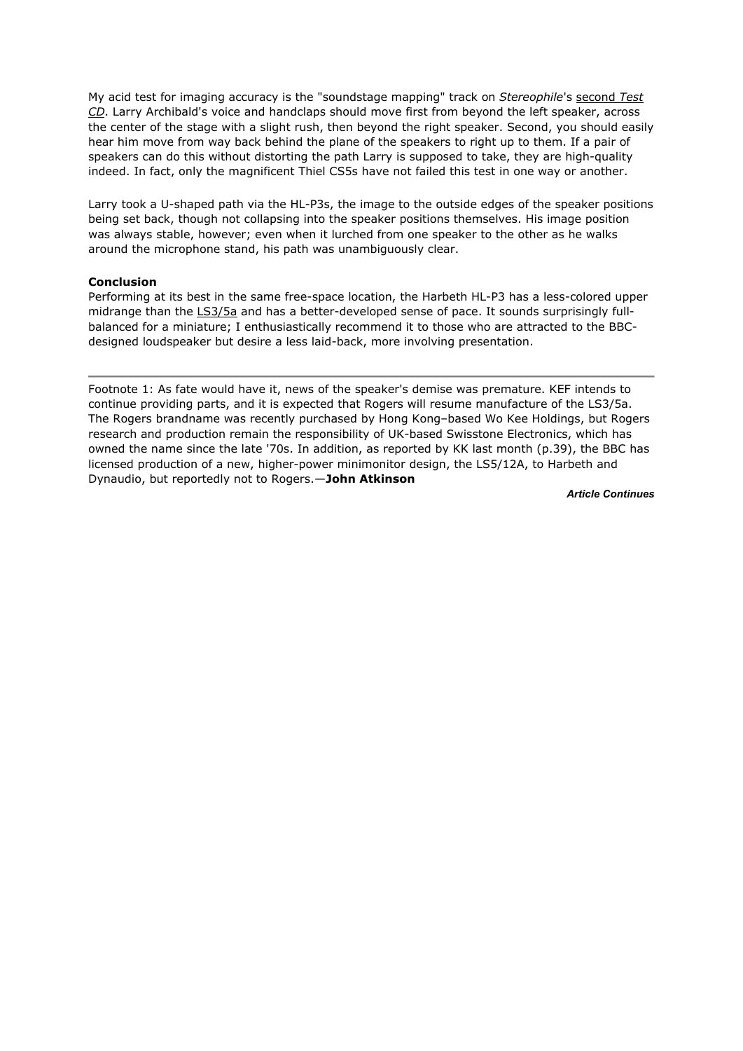My acid test for imaging accuracy is the "soundstage mapping" track on *Stereophile*'s second *Test CD*. Larry Archibald's voice and handclaps should move first from beyond the left speaker, across the center of the stage with a slight rush, then beyond the right speaker. Second, you should easily hear him move from way back behind the plane of the speakers to right up to them. If a pair of speakers can do this without distorting the path Larry is supposed to take, they are high-quality indeed. In fact, only the magnificent Thiel CS5s have not failed this test in one way or another.

Larry took a U-shaped path via the HL-P3s, the image to the outside edges of the speaker positions being set back, though not collapsing into the speaker positions themselves. His image position was always stable, however; even when it lurched from one speaker to the other as he walks around the microphone stand, his path was unambiguously clear.

**Conclusion**

Performing at its best in the same free-space location, the Harbeth HL-P3 has a less-colored upper midrange than the LS3/5a and has a better-developed sense of pace. It sounds surprisingly full-balanced for a miniature; I enthusiastically recommend it to those who are attracted to the BBC-designed loudspeaker but desire a less laid-back, more involving presentation.

---

Footnote 1: As fate would have it, news of the speaker's demise was premature. KEF intends to continue providing parts, and it is expected that Rogers will resume manufacture of the LS3/5a. The Rogers brandname was recently purchased by Hong Kong–based Wo Kee Holdings, but Rogers research and production remain the responsibility of UK-based Swisstone Electronics, which has owned the name since the late '70s. In addition, as reported by KK last month (p.39), the BBC has licensed production of a new, higher-power minimonitor design, the LS5/12A, to Harbeth and Dynaudio, but reportedly not to Rogers.—**John Atkinson**

***Article Continues***